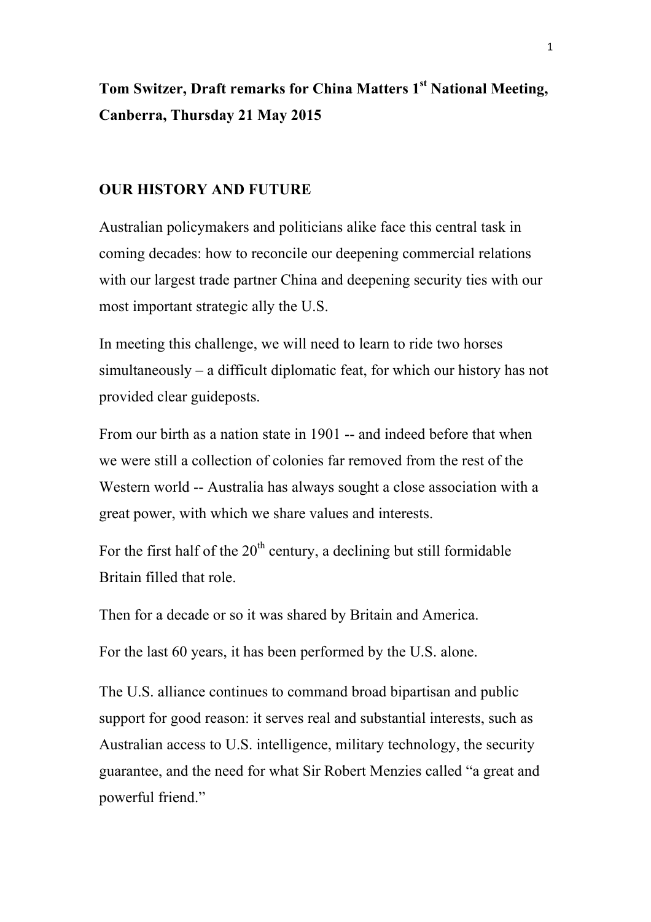**Tom Switzer, Draft remarks for China Matters 1st National Meeting, Canberra, Thursday 21 May 2015**

## OUR HISTORY AND FUTURE

Australian policymakers and politicians alike face this central task in coming decades: how to reconcile our deepening commercial relations with our largest trade partner China and deepening security ties with our most important strategic ally the U.S.

In meeting this challenge, we will need to learn to ride two horses simultaneously – a difficult diplomatic feat, for which our history has not provided clear guideposts.

From our birth as a nation state in 1901 -- and indeed before that when we were still a collection of colonies far removed from the rest of the Western world -- Australia has always sought a close association with a great power, with which we share values and interests.

For the first half of the 20th century, a declining but still formidable Britain filled that role.

Then for a decade or so it was shared by Britain and America.

For the last 60 years, it has been performed by the U.S. alone.

The U.S. alliance continues to command broad bipartisan and public support for good reason: it serves real and substantial interests, such as Australian access to U.S. intelligence, military technology, the security guarantee, and the need for what Sir Robert Menzies called "a great and powerful friend."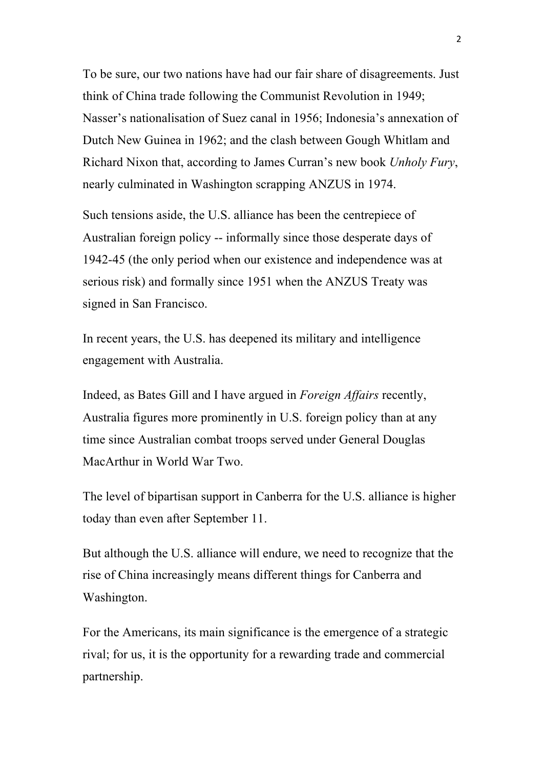To be sure, our two nations have had our fair share of disagreements. Just think of China trade following the Communist Revolution in 1949; Nasser's nationalisation of Suez canal in 1956; Indonesia's annexation of Dutch New Guinea in 1962; and the clash between Gough Whitlam and Richard Nixon that, according to James Curran's new book *Unholy Fury*, nearly culminated in Washington scrapping ANZUS in 1974.

Such tensions aside, the U.S. alliance has been the centrepiece of Australian foreign policy -- informally since those desperate days of 1942-45 (the only period when our existence and independence was at serious risk) and formally since 1951 when the ANZUS Treaty was signed in San Francisco.

In recent years, the U.S. has deepened its military and intelligence engagement with Australia.

Indeed, as Bates Gill and I have argued in *Foreign Affairs* recently, Australia figures more prominently in U.S. foreign policy than at any time since Australian combat troops served under General Douglas MacArthur in World War Two.

The level of bipartisan support in Canberra for the U.S. alliance is higher today than even after September 11.

But although the U.S. alliance will endure, we need to recognize that the rise of China increasingly means different things for Canberra and Washington.

For the Americans, its main significance is the emergence of a strategic rival; for us, it is the opportunity for a rewarding trade and commercial partnership.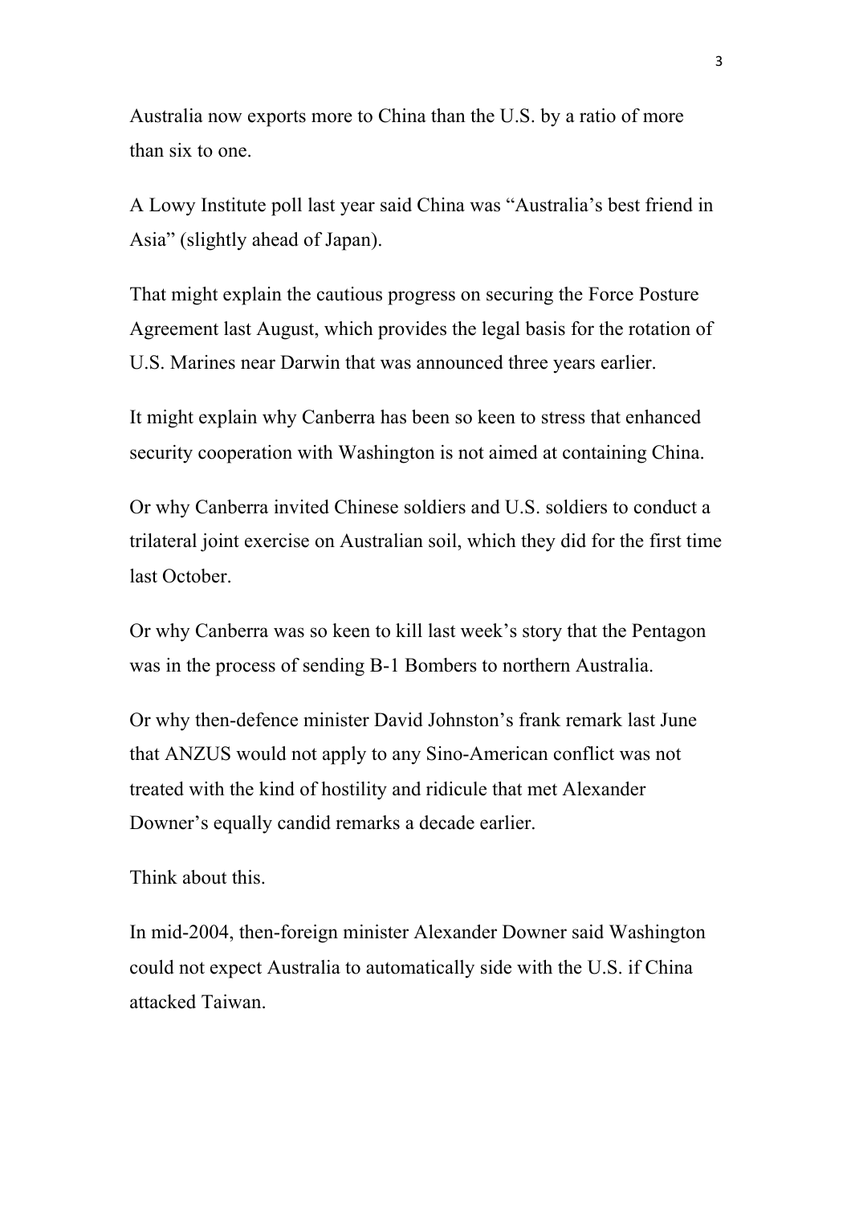Australia now exports more to China than the U.S. by a ratio of more than six to one.

A Lowy Institute poll last year said China was "Australia's best friend in Asia" (slightly ahead of Japan).

That might explain the cautious progress on securing the Force Posture Agreement last August, which provides the legal basis for the rotation of U.S. Marines near Darwin that was announced three years earlier.

It might explain why Canberra has been so keen to stress that enhanced security cooperation with Washington is not aimed at containing China.

Or why Canberra invited Chinese soldiers and U.S. soldiers to conduct a trilateral joint exercise on Australian soil, which they did for the first time last October.

Or why Canberra was so keen to kill last week's story that the Pentagon was in the process of sending B-1 Bombers to northern Australia.

Or why then-defence minister David Johnston's frank remark last June that ANZUS would not apply to any Sino-American conflict was not treated with the kind of hostility and ridicule that met Alexander Downer's equally candid remarks a decade earlier.

Think about this.

In mid-2004, then-foreign minister Alexander Downer said Washington could not expect Australia to automatically side with the U.S. if China attacked Taiwan.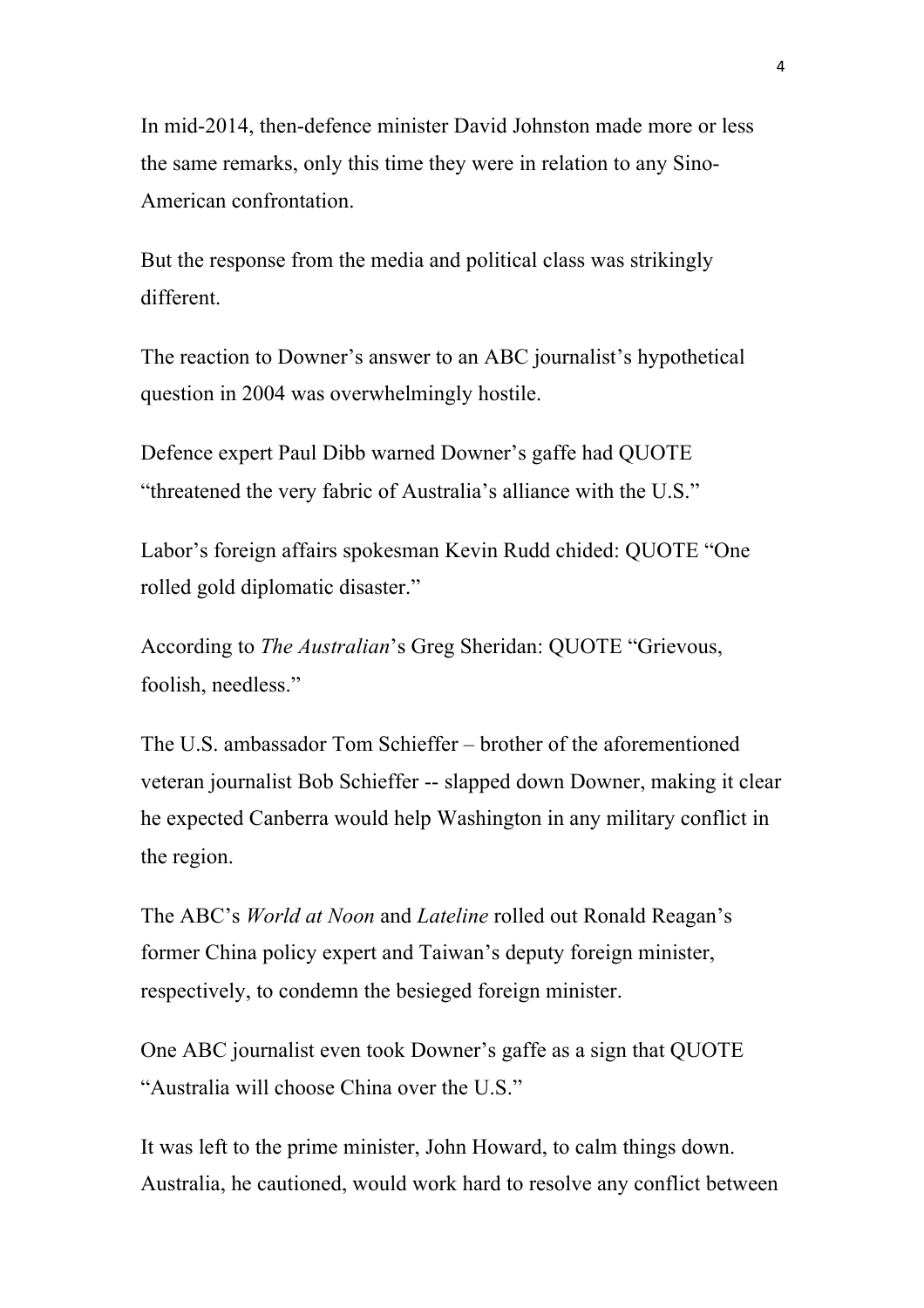In mid-2014, then-defence minister David Johnston made more or less the same remarks, only this time they were in relation to any Sino-American confrontation.

But the response from the media and political class was strikingly different.

The reaction to Downer's answer to an ABC journalist's hypothetical question in 2004 was overwhelmingly hostile.

Defence expert Paul Dibb warned Downer's gaffe had QUOTE "threatened the very fabric of Australia's alliance with the U.S."

Labor's foreign affairs spokesman Kevin Rudd chided: QUOTE "One rolled gold diplomatic disaster."

According to *The Australian*'s Greg Sheridan: QUOTE "Grievous, foolish, needless."

The U.S. ambassador Tom Schieffer – brother of the aforementioned veteran journalist Bob Schieffer -- slapped down Downer, making it clear he expected Canberra would help Washington in any military conflict in the region.

The ABC's *World at Noon* and *Lateline* rolled out Ronald Reagan's former China policy expert and Taiwan's deputy foreign minister, respectively, to condemn the besieged foreign minister.

One ABC journalist even took Downer's gaffe as a sign that QUOTE "Australia will choose China over the U.S."

It was left to the prime minister, John Howard, to calm things down. Australia, he cautioned, would work hard to resolve any conflict between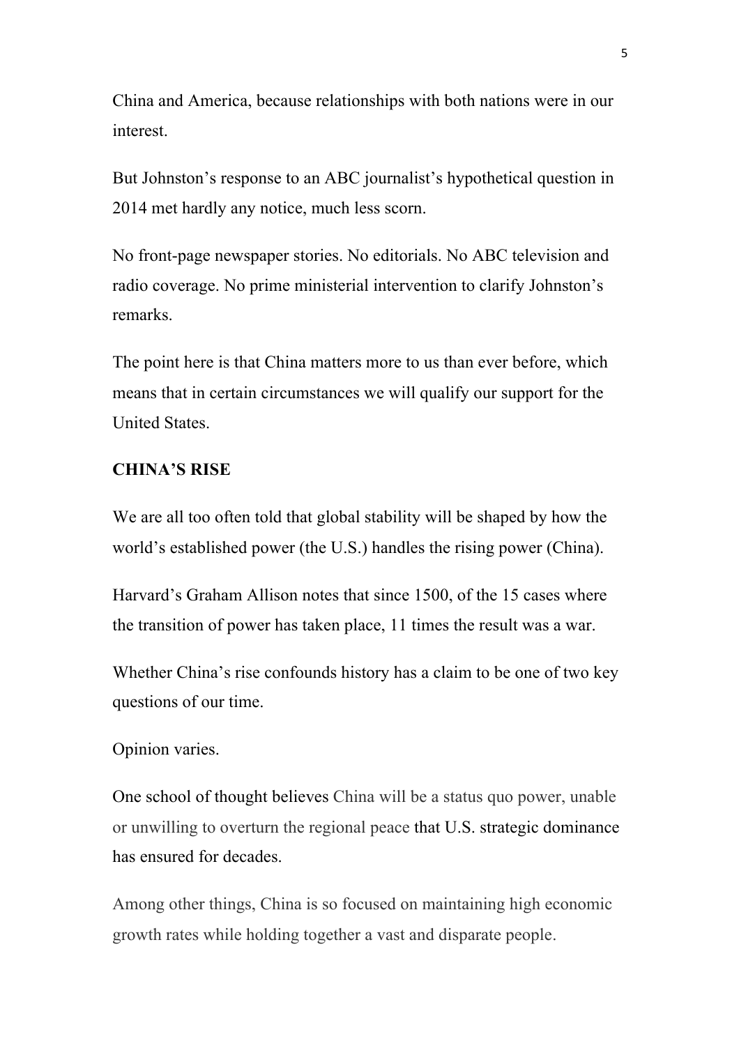China and America, because relationships with both nations were in our interest.

But Johnston's response to an ABC journalist's hypothetical question in 2014 met hardly any notice, much less scorn.

No front-page newspaper stories. No editorials. No ABC television and radio coverage. No prime ministerial intervention to clarify Johnston's remarks.

The point here is that China matters more to us than ever before, which means that in certain circumstances we will qualify our support for the United States.

## CHINA'S RISE

We are all too often told that global stability will be shaped by how the world's established power (the U.S.) handles the rising power (China).

Harvard's Graham Allison notes that since 1500, of the 15 cases where the transition of power has taken place, 11 times the result was a war.

Whether China's rise confounds history has a claim to be one of two key questions of our time.

Opinion varies.

One school of thought believes China will be a status quo power, unable or unwilling to overturn the regional peace that U.S. strategic dominance has ensured for decades.

Among other things, China is so focused on maintaining high economic growth rates while holding together a vast and disparate people.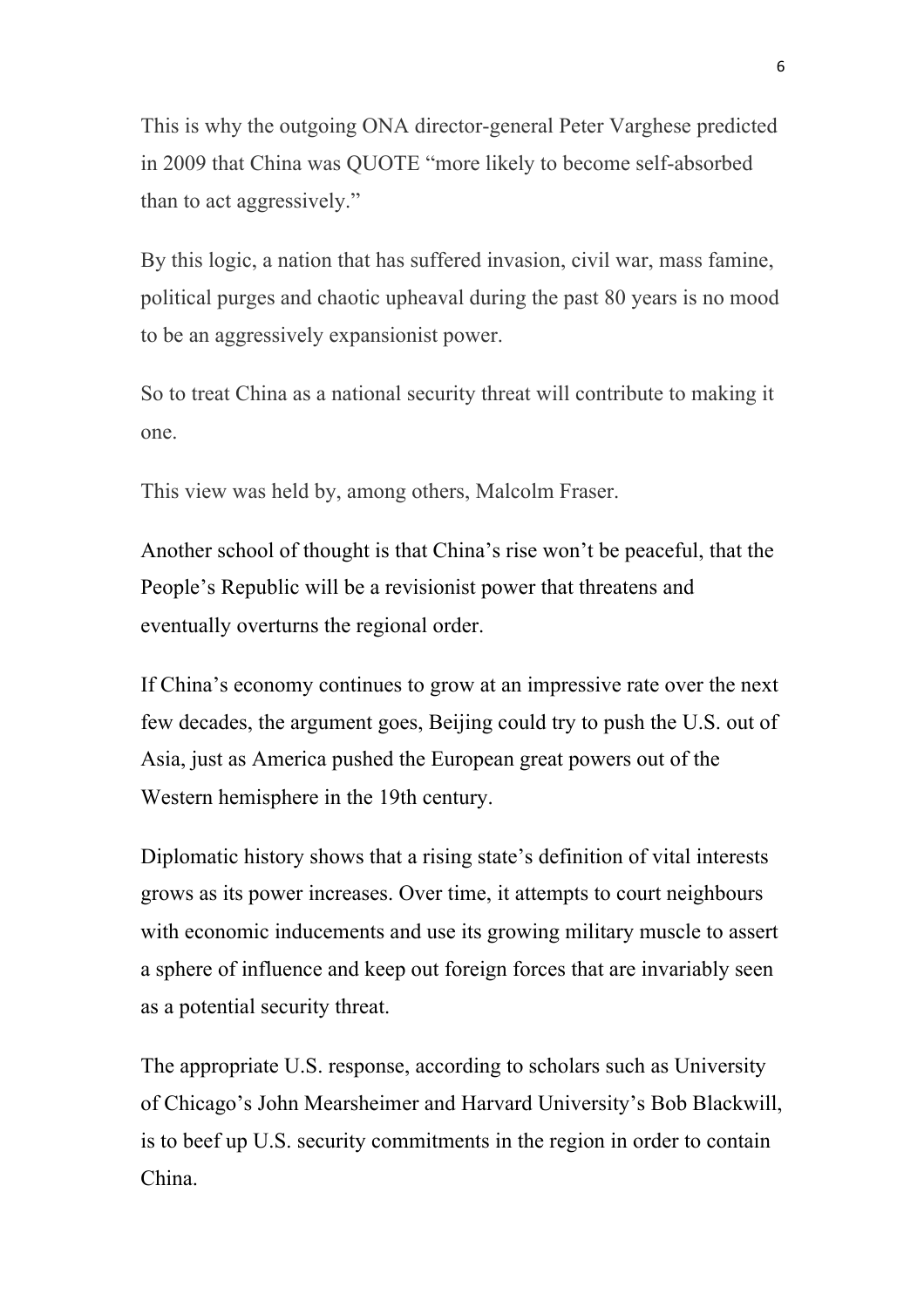This is why the outgoing ONA director-general Peter Varghese predicted in 2009 that China was QUOTE "more likely to become self-absorbed than to act aggressively."

By this logic, a nation that has suffered invasion, civil war, mass famine, political purges and chaotic upheaval during the past 80 years is no mood to be an aggressively expansionist power.

So to treat China as a national security threat will contribute to making it one.

This view was held by, among others, Malcolm Fraser.

Another school of thought is that China's rise won't be peaceful, that the People's Republic will be a revisionist power that threatens and eventually overturns the regional order.

If China's economy continues to grow at an impressive rate over the next few decades, the argument goes, Beijing could try to push the U.S. out of Asia, just as America pushed the European great powers out of the Western hemisphere in the 19th century.

Diplomatic history shows that a rising state's definition of vital interests grows as its power increases. Over time, it attempts to court neighbours with economic inducements and use its growing military muscle to assert a sphere of influence and keep out foreign forces that are invariably seen as a potential security threat.

The appropriate U.S. response, according to scholars such as University of Chicago's John Mearsheimer and Harvard University's Bob Blackwill, is to beef up U.S. security commitments in the region in order to contain China.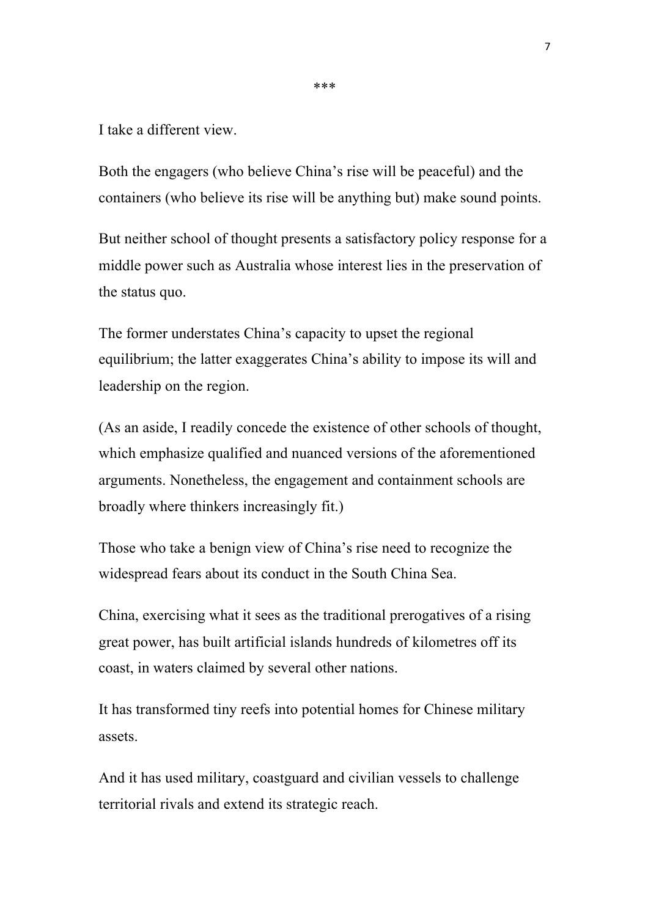\*\*\*

I take a different view.

Both the engagers (who believe China's rise will be peaceful) and the containers (who believe its rise will be anything but) make sound points.

But neither school of thought presents a satisfactory policy response for a middle power such as Australia whose interest lies in the preservation of the status quo.

The former understates China's capacity to upset the regional equilibrium; the latter exaggerates China's ability to impose its will and leadership on the region.

(As an aside, I readily concede the existence of other schools of thought, which emphasize qualified and nuanced versions of the aforementioned arguments. Nonetheless, the engagement and containment schools are broadly where thinkers increasingly fit.)

Those who take a benign view of China's rise need to recognize the widespread fears about its conduct in the South China Sea.

China, exercising what it sees as the traditional prerogatives of a rising great power, has built artificial islands hundreds of kilometres off its coast, in waters claimed by several other nations.

It has transformed tiny reefs into potential homes for Chinese military assets.

And it has used military, coastguard and civilian vessels to challenge territorial rivals and extend its strategic reach.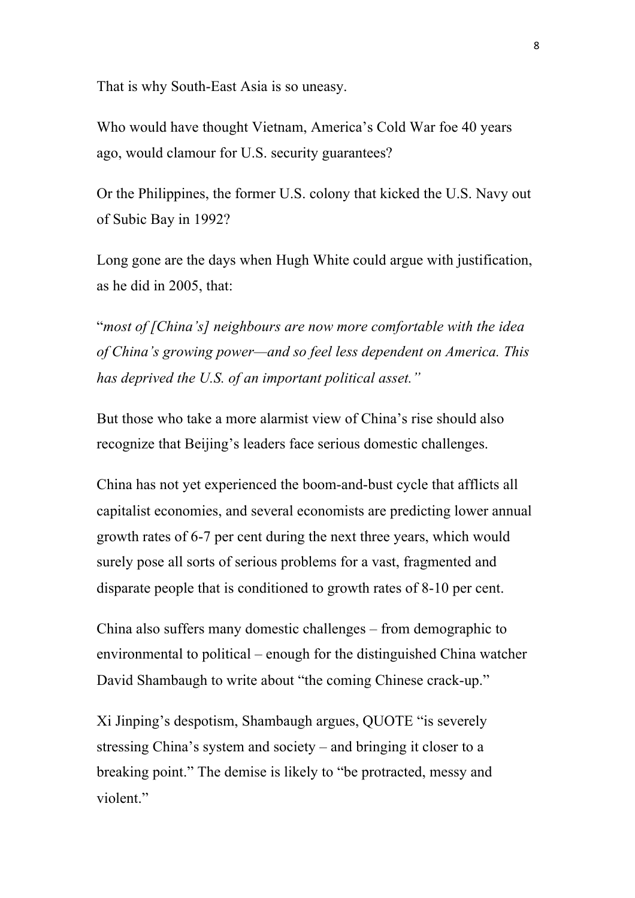That is why South-East Asia is so uneasy.

Who would have thought Vietnam, America's Cold War foe 40 years ago, would clamour for U.S. security guarantees?

Or the Philippines, the former U.S. colony that kicked the U.S. Navy out of Subic Bay in 1992?

Long gone are the days when Hugh White could argue with justification, as he did in 2005, that:

"*most of [China's] neighbours are now more comfortable with the idea of China's growing power—and so feel less dependent on America. This has deprived the U.S. of an important political asset."*

But those who take a more alarmist view of China's rise should also recognize that Beijing's leaders face serious domestic challenges.

China has not yet experienced the boom-and-bust cycle that afflicts all capitalist economies, and several economists are predicting lower annual growth rates of 6-7 per cent during the next three years, which would surely pose all sorts of serious problems for a vast, fragmented and disparate people that is conditioned to growth rates of 8-10 per cent.

China also suffers many domestic challenges – from demographic to environmental to political – enough for the distinguished China watcher David Shambaugh to write about "the coming Chinese crack-up."

Xi Jinping's despotism, Shambaugh argues, QUOTE "is severely stressing China's system and society – and bringing it closer to a breaking point." The demise is likely to "be protracted, messy and violent."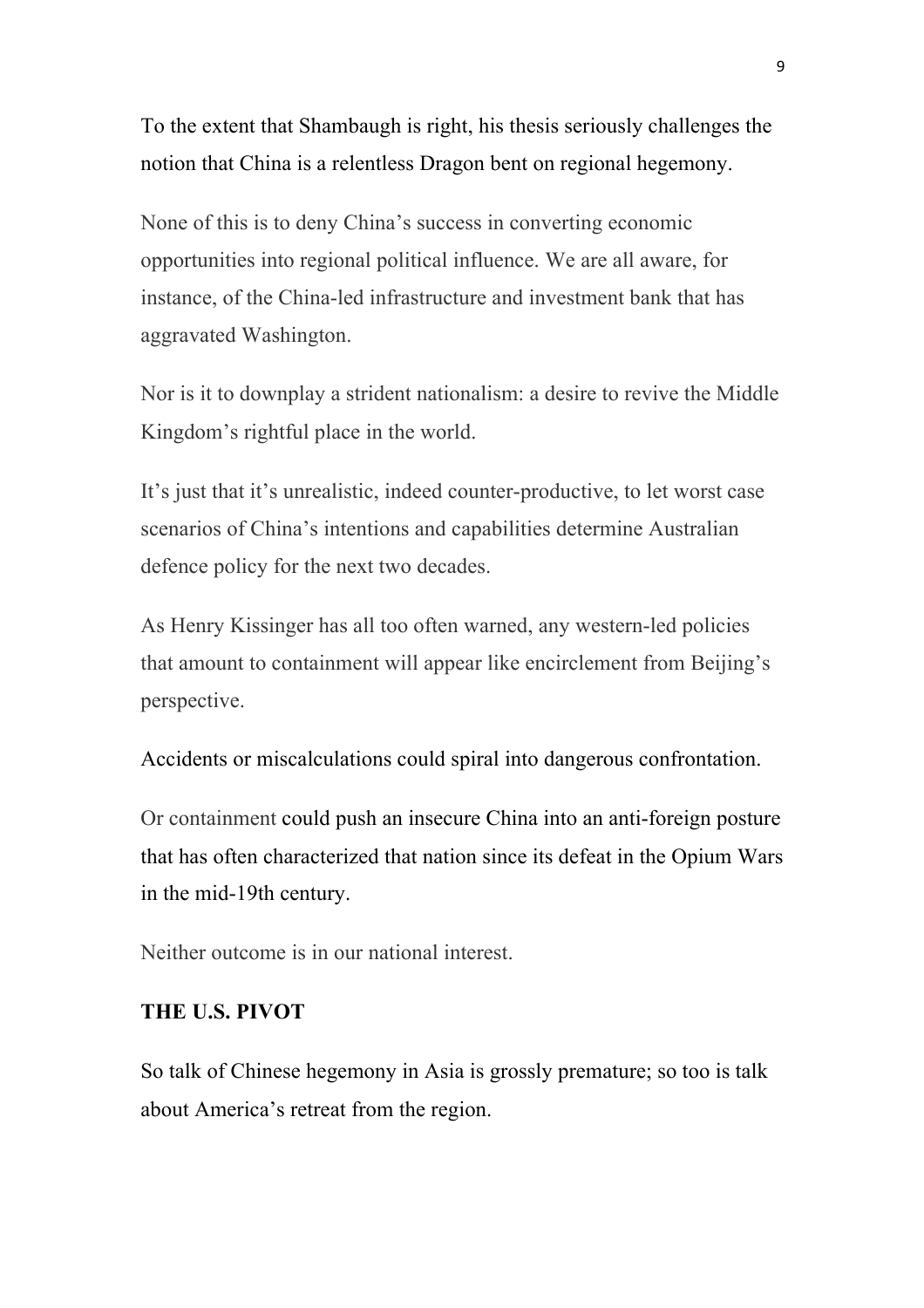To the extent that Shambaugh is right, his thesis seriously challenges the notion that China is a relentless Dragon bent on regional hegemony.

None of this is to deny China's success in converting economic opportunities into regional political influence. We are all aware, for instance, of the China-led infrastructure and investment bank that has aggravated Washington.

Nor is it to downplay a strident nationalism: a desire to revive the Middle Kingdom's rightful place in the world.

It's just that it's unrealistic, indeed counter-productive, to let worst case scenarios of China's intentions and capabilities determine Australian defence policy for the next two decades.

As Henry Kissinger has all too often warned, any western-led policies that amount to containment will appear like encirclement from Beijing's perspective.

Accidents or miscalculations could spiral into dangerous confrontation.

Or containment could push an insecure China into an anti-foreign posture that has often characterized that nation since its defeat in the Opium Wars in the mid-19th century.

Neither outcome is in our national interest.

**THE U.S. PIVOT**

So talk of Chinese hegemony in Asia is grossly premature; so too is talk about America's retreat from the region.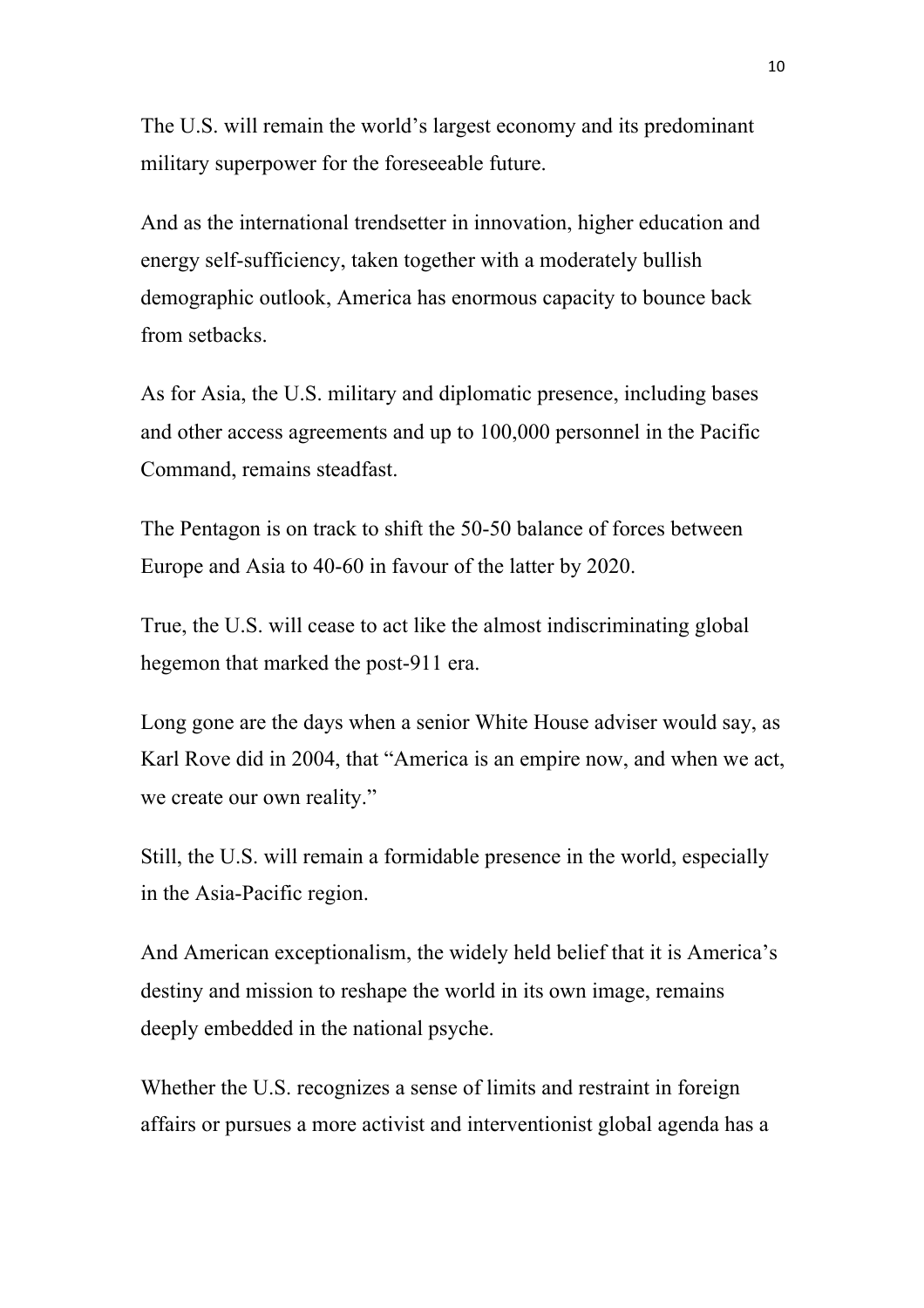The U.S. will remain the world's largest economy and its predominant military superpower for the foreseeable future.

And as the international trendsetter in innovation, higher education and energy self-sufficiency, taken together with a moderately bullish demographic outlook, America has enormous capacity to bounce back from setbacks.

As for Asia, the U.S. military and diplomatic presence, including bases and other access agreements and up to 100,000 personnel in the Pacific Command, remains steadfast.

The Pentagon is on track to shift the 50-50 balance of forces between Europe and Asia to 40-60 in favour of the latter by 2020.

True, the U.S. will cease to act like the almost indiscriminating global hegemon that marked the post-911 era.

Long gone are the days when a senior White House adviser would say, as Karl Rove did in 2004, that "America is an empire now, and when we act, we create our own reality."

Still, the U.S. will remain a formidable presence in the world, especially in the Asia-Pacific region.

And American exceptionalism, the widely held belief that it is America's destiny and mission to reshape the world in its own image, remains deeply embedded in the national psyche.

Whether the U.S. recognizes a sense of limits and restraint in foreign affairs or pursues a more activist and interventionist global agenda has a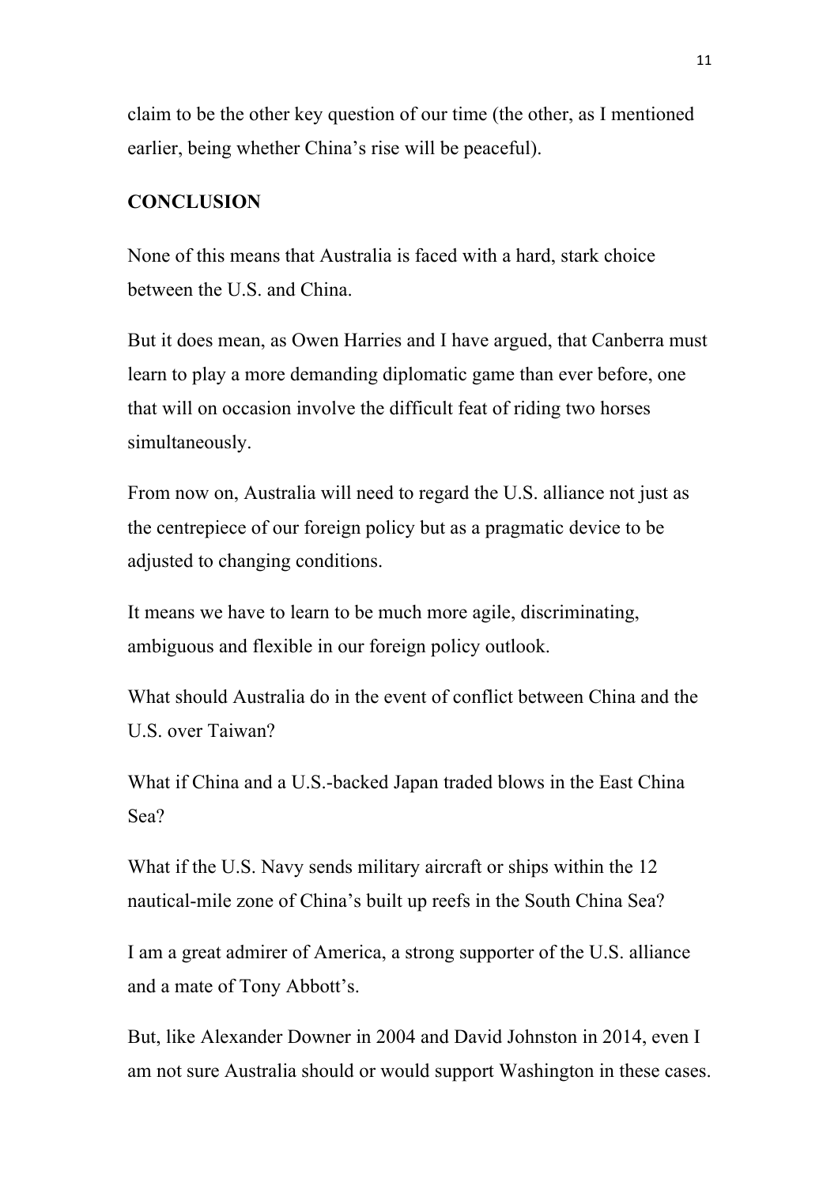claim to be the other key question of our time (the other, as I mentioned earlier, being whether China's rise will be peaceful).

**CONCLUSION**

None of this means that Australia is faced with a hard, stark choice between the U.S. and China.

But it does mean, as Owen Harries and I have argued, that Canberra must learn to play a more demanding diplomatic game than ever before, one that will on occasion involve the difficult feat of riding two horses simultaneously.

From now on, Australia will need to regard the U.S. alliance not just as the centrepiece of our foreign policy but as a pragmatic device to be adjusted to changing conditions.

It means we have to learn to be much more agile, discriminating, ambiguous and flexible in our foreign policy outlook.

What should Australia do in the event of conflict between China and the U.S. over Taiwan?

What if China and a U.S.-backed Japan traded blows in the East China Sea?

What if the U.S. Navy sends military aircraft or ships within the 12 nautical-mile zone of China's built up reefs in the South China Sea?

I am a great admirer of America, a strong supporter of the U.S. alliance and a mate of Tony Abbott's.

But, like Alexander Downer in 2004 and David Johnston in 2014, even I am not sure Australia should or would support Washington in these cases.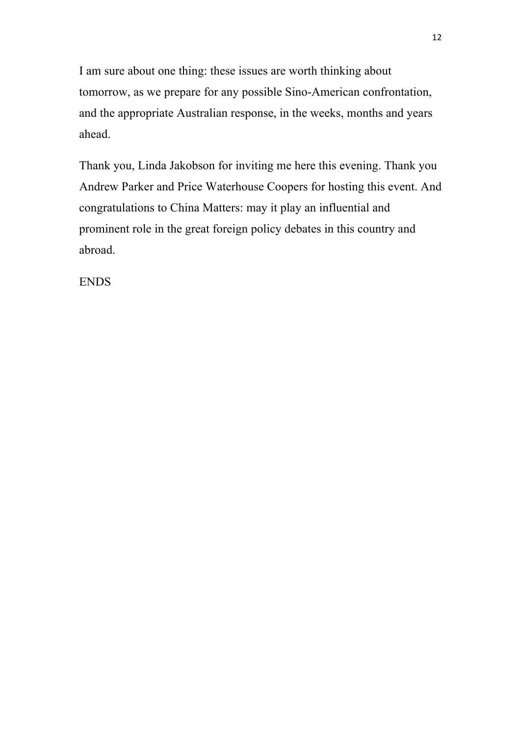I am sure about one thing: these issues are worth thinking about tomorrow, as we prepare for any possible Sino-American confrontation, and the appropriate Australian response, in the weeks, months and years ahead.

Thank you, Linda Jakobson for inviting me here this evening. Thank you Andrew Parker and Price Waterhouse Coopers for hosting this event. And congratulations to China Matters: may it play an influential and prominent role in the great foreign policy debates in this country and abroad.

ENDS